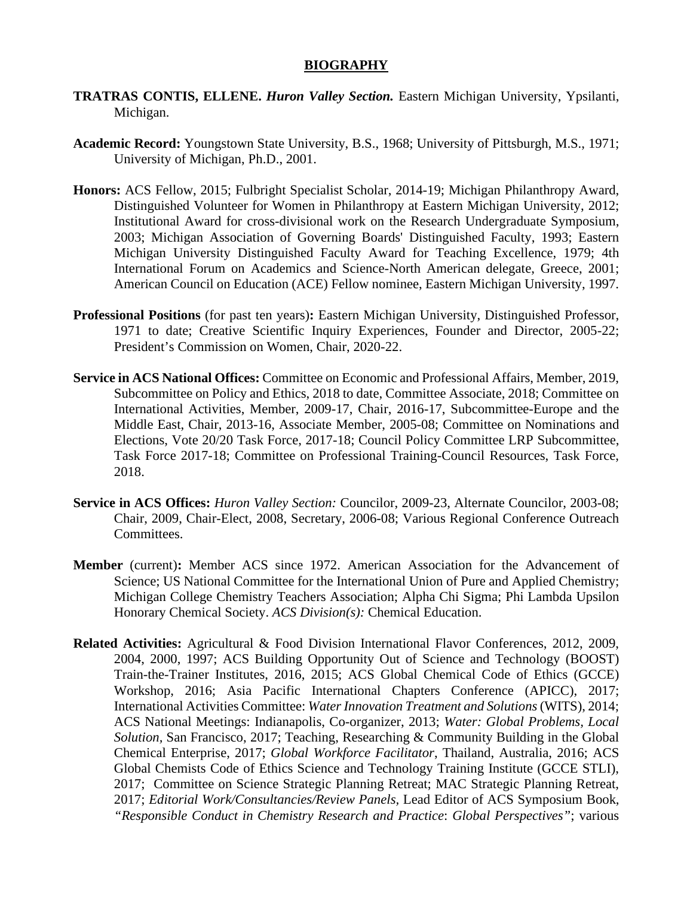# BIOGRAPHY

**TRATRAS CONTIS, ELLENE.** ***Huron Valley Section.*** Eastern Michigan University, Ypsilanti, Michigan.

**Academic Record:** Youngstown State University, B.S., 1968; University of Pittsburgh, M.S., 1971; University of Michigan, Ph.D., 2001.

**Honors:** ACS Fellow, 2015; Fulbright Specialist Scholar, 2014-19; Michigan Philanthropy Award, Distinguished Volunteer for Women in Philanthropy at Eastern Michigan University, 2012; Institutional Award for cross-divisional work on the Research Undergraduate Symposium, 2003; Michigan Association of Governing Boards' Distinguished Faculty, 1993; Eastern Michigan University Distinguished Faculty Award for Teaching Excellence, 1979; 4th International Forum on Academics and Science-North American delegate, Greece, 2001; American Council on Education (ACE) Fellow nominee, Eastern Michigan University, 1997.

**Professional Positions** (for past ten years)**:** Eastern Michigan University, Distinguished Professor, 1971 to date; Creative Scientific Inquiry Experiences, Founder and Director, 2005-22; President's Commission on Women, Chair, 2020-22.

**Service in ACS National Offices:** Committee on Economic and Professional Affairs, Member, 2019, Subcommittee on Policy and Ethics, 2018 to date, Committee Associate, 2018; Committee on International Activities, Member, 2009-17, Chair, 2016-17, Subcommittee-Europe and the Middle East, Chair, 2013-16, Associate Member, 2005-08; Committee on Nominations and Elections, Vote 20/20 Task Force, 2017-18; Council Policy Committee LRP Subcommittee, Task Force 2017-18; Committee on Professional Training-Council Resources, Task Force, 2018.

**Service in ACS Offices:** *Huron Valley Section:* Councilor, 2009-23, Alternate Councilor, 2003-08; Chair, 2009, Chair-Elect, 2008, Secretary, 2006-08; Various Regional Conference Outreach Committees.

**Member** (current)**:** Member ACS since 1972. American Association for the Advancement of Science; US National Committee for the International Union of Pure and Applied Chemistry; Michigan College Chemistry Teachers Association; Alpha Chi Sigma; Phi Lambda Upsilon Honorary Chemical Society. *ACS Division(s):* Chemical Education.

**Related Activities:** Agricultural & Food Division International Flavor Conferences, 2012, 2009, 2004, 2000, 1997; ACS Building Opportunity Out of Science and Technology (BOOST) Train-the-Trainer Institutes, 2016, 2015; ACS Global Chemical Code of Ethics (GCCE) Workshop, 2016; Asia Pacific International Chapters Conference (APICC), 2017; International Activities Committee: *Water Innovation Treatment and Solutions* (WITS), 2014; ACS National Meetings: Indianapolis, Co-organizer, 2013; *Water: Global Problems, Local Solution*, San Francisco, 2017; Teaching, Researching & Community Building in the Global Chemical Enterprise, 2017; *Global Workforce Facilitator*, Thailand, Australia, 2016; ACS Global Chemists Code of Ethics Science and Technology Training Institute (GCCE STLI), 2017; Committee on Science Strategic Planning Retreat; MAC Strategic Planning Retreat, 2017; *Editorial Work/Consultancies/Review Panels,* Lead Editor of ACS Symposium Book, *"Responsible Conduct in Chemistry Research and Practice*: *Global Perspectives"*; various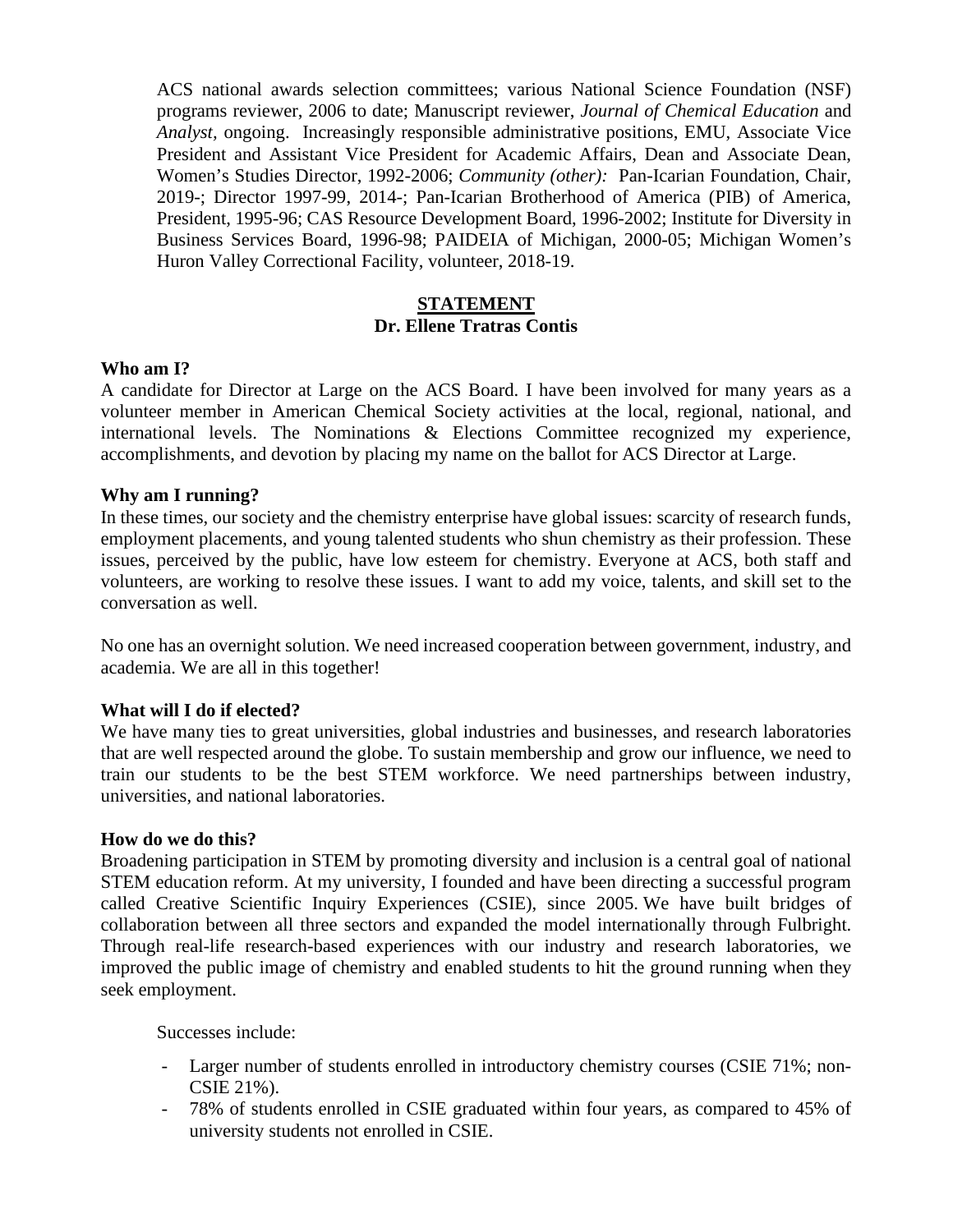ACS national awards selection committees; various National Science Foundation (NSF) programs reviewer, 2006 to date; Manuscript reviewer, *Journal of Chemical Education* and *Analyst,* ongoing. Increasingly responsible administrative positions, EMU, Associate Vice President and Assistant Vice President for Academic Affairs, Dean and Associate Dean, Women's Studies Director, 1992-2006; *Community (other):* Pan-Icarian Foundation, Chair, 2019-; Director 1997-99, 2014-; Pan-Icarian Brotherhood of America (PIB) of America, President, 1995-96; CAS Resource Development Board, 1996-2002; Institute for Diversity in Business Services Board, 1996-98; PAIDEIA of Michigan, 2000-05; Michigan Women's Huron Valley Correctional Facility, volunteer, 2018-19.

## STATEMENT
## Dr. Ellene Tratras Contis

**Who am I?**

A candidate for Director at Large on the ACS Board. I have been involved for many years as a volunteer member in American Chemical Society activities at the local, regional, national, and international levels. The Nominations & Elections Committee recognized my experience, accomplishments, and devotion by placing my name on the ballot for ACS Director at Large.

**Why am I running?**

In these times, our society and the chemistry enterprise have global issues: scarcity of research funds, employment placements, and young talented students who shun chemistry as their profession. These issues, perceived by the public, have low esteem for chemistry. Everyone at ACS, both staff and volunteers, are working to resolve these issues. I want to add my voice, talents, and skill set to the conversation as well.

No one has an overnight solution. We need increased cooperation between government, industry, and academia. We are all in this together!

**What will I do if elected?**

We have many ties to great universities, global industries and businesses, and research laboratories that are well respected around the globe. To sustain membership and grow our influence, we need to train our students to be the best STEM workforce. We need partnerships between industry, universities, and national laboratories.

**How do we do this?**

Broadening participation in STEM by promoting diversity and inclusion is a central goal of national STEM education reform. At my university, I founded and have been directing a successful program called Creative Scientific Inquiry Experiences (CSIE), since 2005. We have built bridges of collaboration between all three sectors and expanded the model internationally through Fulbright. Through real-life research-based experiences with our industry and research laboratories, we improved the public image of chemistry and enabled students to hit the ground running when they seek employment.

Successes include:

- Larger number of students enrolled in introductory chemistry courses (CSIE 71%; non-CSIE 21%).
- 78% of students enrolled in CSIE graduated within four years, as compared to 45% of university students not enrolled in CSIE.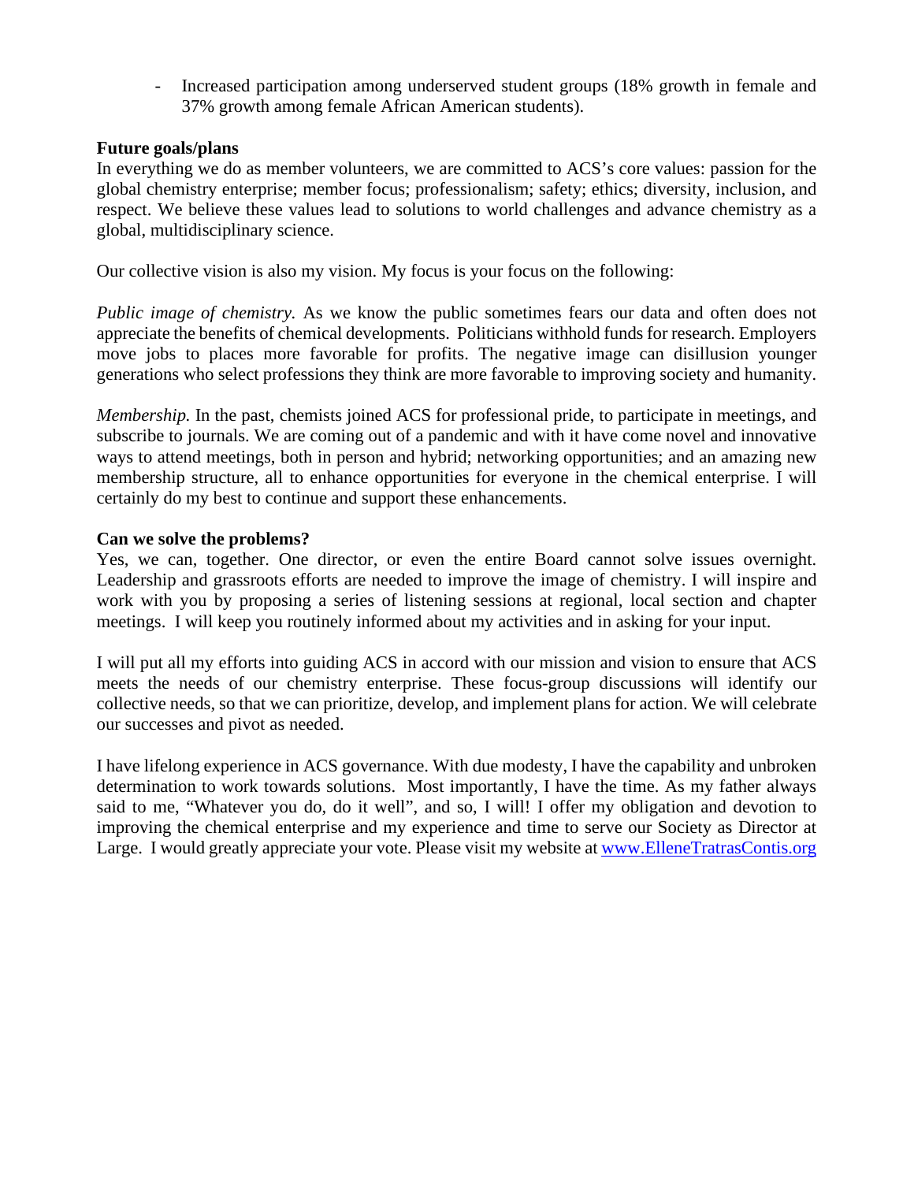- Increased participation among underserved student groups (18% growth in female and 37% growth among female African American students).

**Future goals/plans**

In everything we do as member volunteers, we are committed to ACS's core values: passion for the global chemistry enterprise; member focus; professionalism; safety; ethics; diversity, inclusion, and respect. We believe these values lead to solutions to world challenges and advance chemistry as a global, multidisciplinary science.

Our collective vision is also my vision. My focus is your focus on the following:

*Public image of chemistry.* As we know the public sometimes fears our data and often does not appreciate the benefits of chemical developments. Politicians withhold funds for research. Employers move jobs to places more favorable for profits. The negative image can disillusion younger generations who select professions they think are more favorable to improving society and humanity.

*Membership.* In the past, chemists joined ACS for professional pride, to participate in meetings, and subscribe to journals. We are coming out of a pandemic and with it have come novel and innovative ways to attend meetings, both in person and hybrid; networking opportunities; and an amazing new membership structure, all to enhance opportunities for everyone in the chemical enterprise. I will certainly do my best to continue and support these enhancements.

**Can we solve the problems?**

Yes, we can, together. One director, or even the entire Board cannot solve issues overnight. Leadership and grassroots efforts are needed to improve the image of chemistry. I will inspire and work with you by proposing a series of listening sessions at regional, local section and chapter meetings. I will keep you routinely informed about my activities and in asking for your input.

I will put all my efforts into guiding ACS in accord with our mission and vision to ensure that ACS meets the needs of our chemistry enterprise. These focus-group discussions will identify our collective needs, so that we can prioritize, develop, and implement plans for action. We will celebrate our successes and pivot as needed.

I have lifelong experience in ACS governance. With due modesty, I have the capability and unbroken determination to work towards solutions. Most importantly, I have the time. As my father always said to me, "Whatever you do, do it well", and so, I will! I offer my obligation and devotion to improving the chemical enterprise and my experience and time to serve our Society as Director at Large. I would greatly appreciate your vote. Please visit my website at [www.ElleneTratrasContis.org](http://www.ElleneTratrasContis.org)